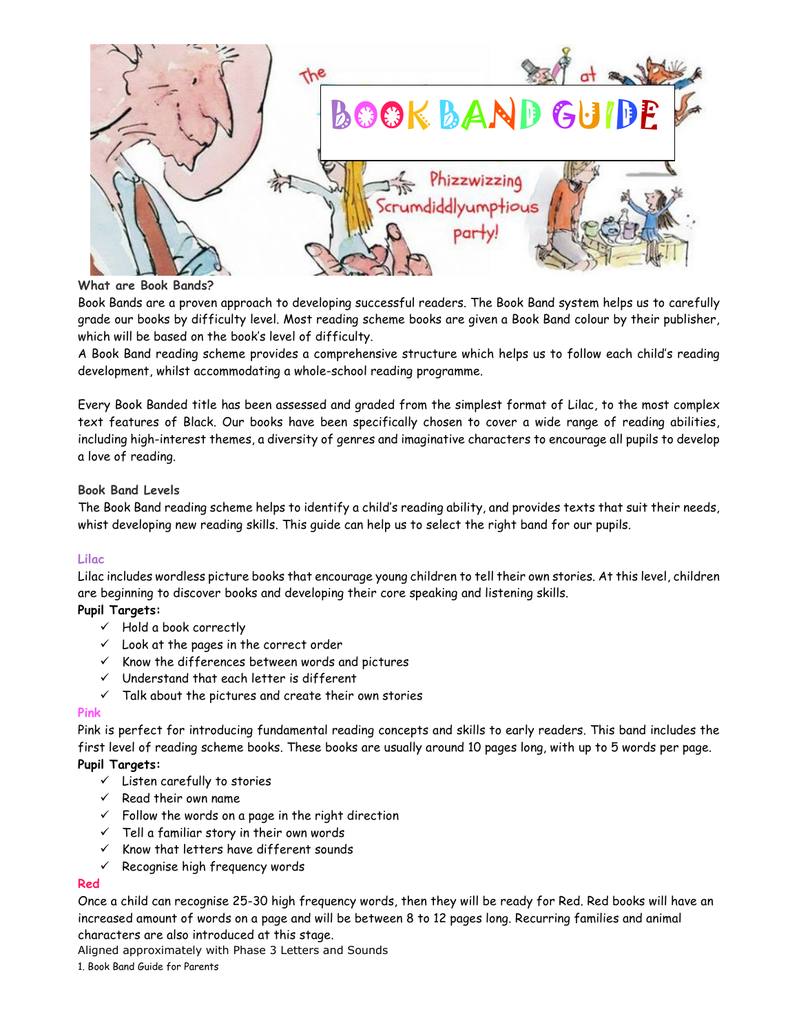# BOOK BAND GUIDE

**What are Book Bands?**

Book Bands are a proven approach to developing successful readers. The Book Band system helps us to carefully grade our books by difficulty level. Most reading scheme books are given a Book Band colour by their publisher, which will be based on the book's level of difficulty.

A Book Band reading scheme provides a comprehensive structure which helps us to follow each child's reading development, whilst accommodating a whole-school reading programme.

Every Book Banded title has been assessed and graded from the simplest format of Lilac, to the most complex text features of Black. Our books have been specifically chosen to cover a wide range of reading abilities, including high-interest themes, a diversity of genres and imaginative characters to encourage all pupils to develop a love of reading.

**Book Band Levels**

The Book Band reading scheme helps to identify a child's reading ability, and provides texts that suit their needs, whist developing new reading skills. This guide can help us to select the right band for our pupils.

**Lilac**

Lilac includes wordless picture books that encourage young children to tell their own stories. At this level, children are beginning to discover books and developing their core speaking and listening skills.

**Pupil Targets:**

- ✓ Hold a book correctly
- ✓ Look at the pages in the correct order
- ✓ Know the differences between words and pictures
- ✓ Understand that each letter is different
- ✓ Talk about the pictures and create their own stories

**Pink**

Pink is perfect for introducing fundamental reading concepts and skills to early readers. This band includes the first level of reading scheme books. These books are usually around 10 pages long, with up to 5 words per page.

**Pupil Targets:**

- ✓ Listen carefully to stories
- ✓ Read their own name
- ✓ Follow the words on a page in the right direction
- ✓ Tell a familiar story in their own words
- ✓ Know that letters have different sounds
- ✓ Recognise high frequency words

**Red**

Once a child can recognise 25-30 high frequency words, then they will be ready for Red. Red books will have an increased amount of words on a page and will be between 8 to 12 pages long. Recurring families and animal characters are also introduced at this stage.

Aligned approximately with Phase 3 Letters and Sounds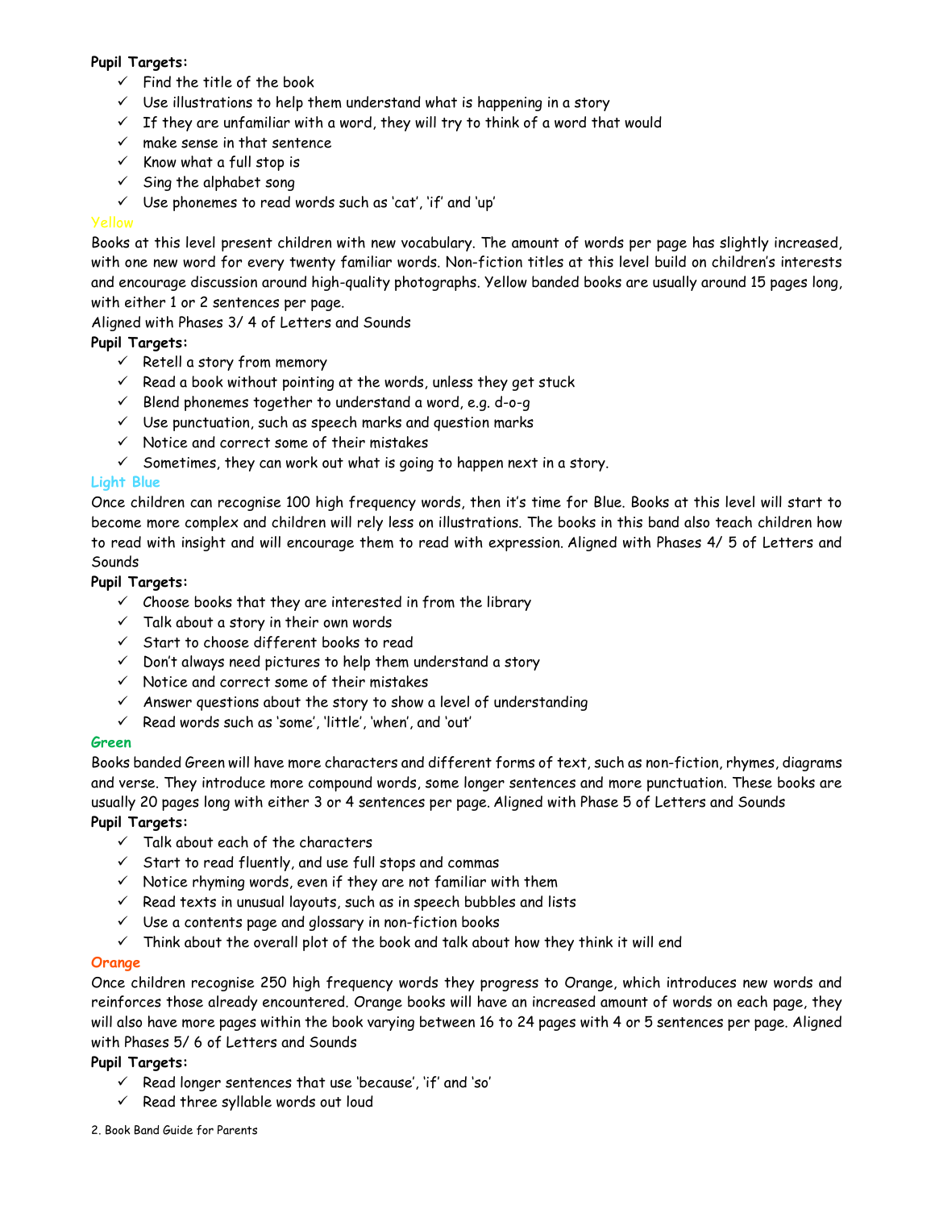**Pupil Targets:**

- ✓ Find the title of the book
- ✓ Use illustrations to help them understand what is happening in a story
- ✓ If they are unfamiliar with a word, they will try to think of a word that would
- ✓ make sense in that sentence
- ✓ Know what a full stop is
- ✓ Sing the alphabet song
- ✓ Use phonemes to read words such as 'cat', 'if' and 'up'

## Yellow

Books at this level present children with new vocabulary. The amount of words per page has slightly increased, with one new word for every twenty familiar words. Non-fiction titles at this level build on children's interests and encourage discussion around high-quality photographs. Yellow banded books are usually around 15 pages long, with either 1 or 2 sentences per page.

Aligned with Phases 3/ 4 of Letters and Sounds

**Pupil Targets:**

- ✓ Retell a story from memory
- ✓ Read a book without pointing at the words, unless they get stuck
- ✓ Blend phonemes together to understand a word, e.g. d-o-g
- ✓ Use punctuation, such as speech marks and question marks
- ✓ Notice and correct some of their mistakes
- ✓ Sometimes, they can work out what is going to happen next in a story.

## Light Blue

Once children can recognise 100 high frequency words, then it's time for Blue. Books at this level will start to become more complex and children will rely less on illustrations. The books in this band also teach children how to read with insight and will encourage them to read with expression. Aligned with Phases 4/ 5 of Letters and Sounds

**Pupil Targets:**

- ✓ Choose books that they are interested in from the library
- ✓ Talk about a story in their own words
- ✓ Start to choose different books to read
- ✓ Don't always need pictures to help them understand a story
- ✓ Notice and correct some of their mistakes
- ✓ Answer questions about the story to show a level of understanding
- ✓ Read words such as 'some', 'little', 'when', and 'out'

## Green

Books banded Green will have more characters and different forms of text, such as non-fiction, rhymes, diagrams and verse. They introduce more compound words, some longer sentences and more punctuation. These books are usually 20 pages long with either 3 or 4 sentences per page. Aligned with Phase 5 of Letters and Sounds

**Pupil Targets:**

- ✓ Talk about each of the characters
- ✓ Start to read fluently, and use full stops and commas
- ✓ Notice rhyming words, even if they are not familiar with them
- ✓ Read texts in unusual layouts, such as in speech bubbles and lists
- ✓ Use a contents page and glossary in non-fiction books
- ✓ Think about the overall plot of the book and talk about how they think it will end

## Orange

Once children recognise 250 high frequency words they progress to Orange, which introduces new words and reinforces those already encountered. Orange books will have an increased amount of words on each page, they will also have more pages within the book varying between 16 to 24 pages with 4 or 5 sentences per page. Aligned with Phases 5/ 6 of Letters and Sounds

**Pupil Targets:**

- ✓ Read longer sentences that use 'because', 'if' and 'so'
- ✓ Read three syllable words out loud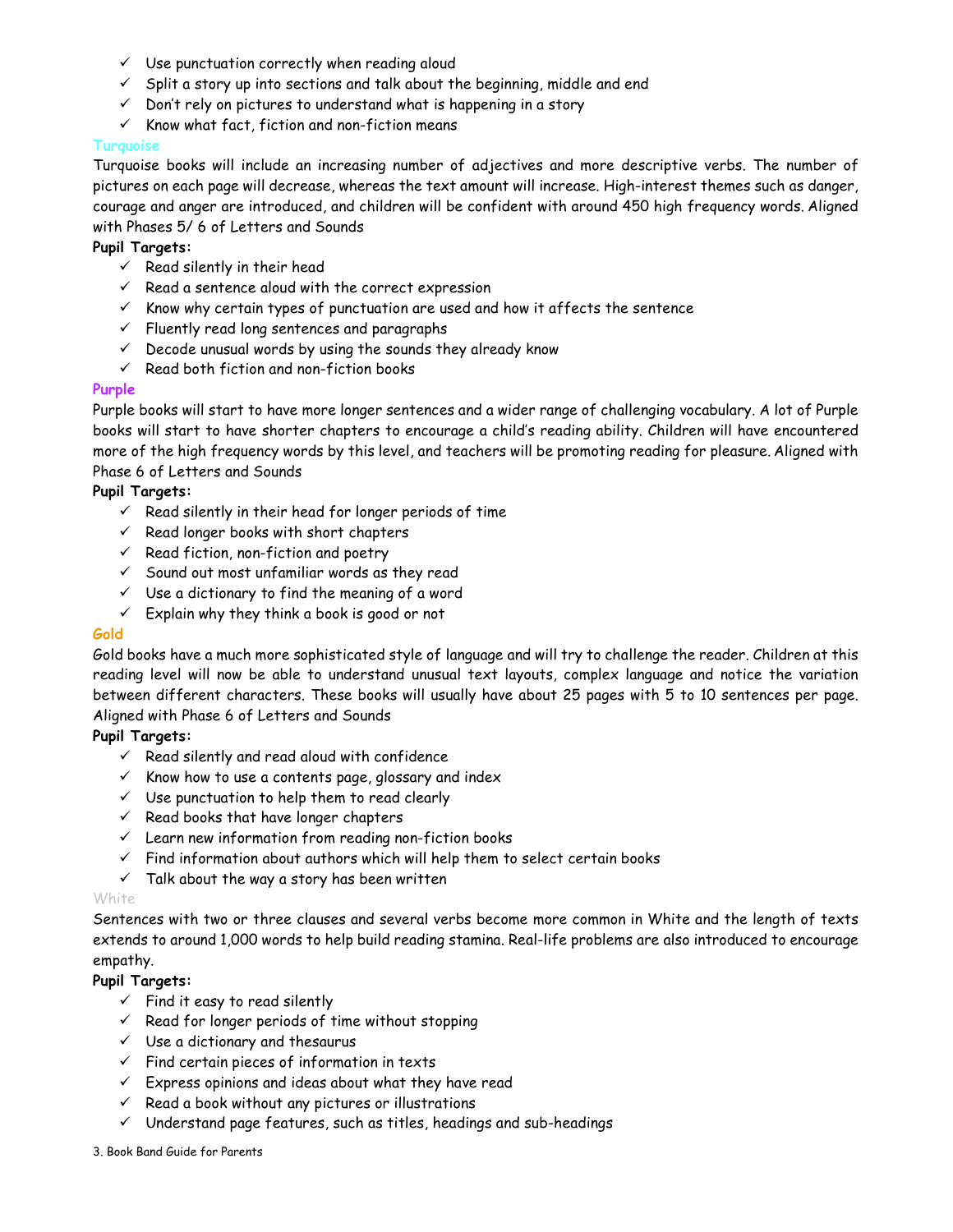- ✓ Use punctuation correctly when reading aloud
- ✓ Split a story up into sections and talk about the beginning, middle and end
- ✓ Don't rely on pictures to understand what is happening in a story
- ✓ Know what fact, fiction and non-fiction means

### Turquoise

Turquoise books will include an increasing number of adjectives and more descriptive verbs. The number of pictures on each page will decrease, whereas the text amount will increase. High-interest themes such as danger, courage and anger are introduced, and children will be confident with around 450 high frequency words. Aligned with Phases 5/ 6 of Letters and Sounds

**Pupil Targets:**

- ✓ Read silently in their head
- ✓ Read a sentence aloud with the correct expression
- ✓ Know why certain types of punctuation are used and how it affects the sentence
- ✓ Fluently read long sentences and paragraphs
- ✓ Decode unusual words by using the sounds they already know
- ✓ Read both fiction and non-fiction books

### Purple

Purple books will start to have more longer sentences and a wider range of challenging vocabulary. A lot of Purple books will start to have shorter chapters to encourage a child's reading ability. Children will have encountered more of the high frequency words by this level, and teachers will be promoting reading for pleasure. Aligned with Phase 6 of Letters and Sounds

**Pupil Targets:**

- ✓ Read silently in their head for longer periods of time
- ✓ Read longer books with short chapters
- ✓ Read fiction, non-fiction and poetry
- ✓ Sound out most unfamiliar words as they read
- ✓ Use a dictionary to find the meaning of a word
- ✓ Explain why they think a book is good or not

### Gold

Gold books have a much more sophisticated style of language and will try to challenge the reader. Children at this reading level will now be able to understand unusual text layouts, complex language and notice the variation between different characters. These books will usually have about 25 pages with 5 to 10 sentences per page. Aligned with Phase 6 of Letters and Sounds

**Pupil Targets:**

- ✓ Read silently and read aloud with confidence
- ✓ Know how to use a contents page, glossary and index
- ✓ Use punctuation to help them to read clearly
- ✓ Read books that have longer chapters
- ✓ Learn new information from reading non-fiction books
- ✓ Find information about authors which will help them to select certain books
- ✓ Talk about the way a story has been written

### White

Sentences with two or three clauses and several verbs become more common in White and the length of texts extends to around 1,000 words to help build reading stamina. Real-life problems are also introduced to encourage empathy.

**Pupil Targets:**

- ✓ Find it easy to read silently
- ✓ Read for longer periods of time without stopping
- ✓ Use a dictionary and thesaurus
- ✓ Find certain pieces of information in texts
- ✓ Express opinions and ideas about what they have read
- ✓ Read a book without any pictures or illustrations
- ✓ Understand page features, such as titles, headings and sub-headings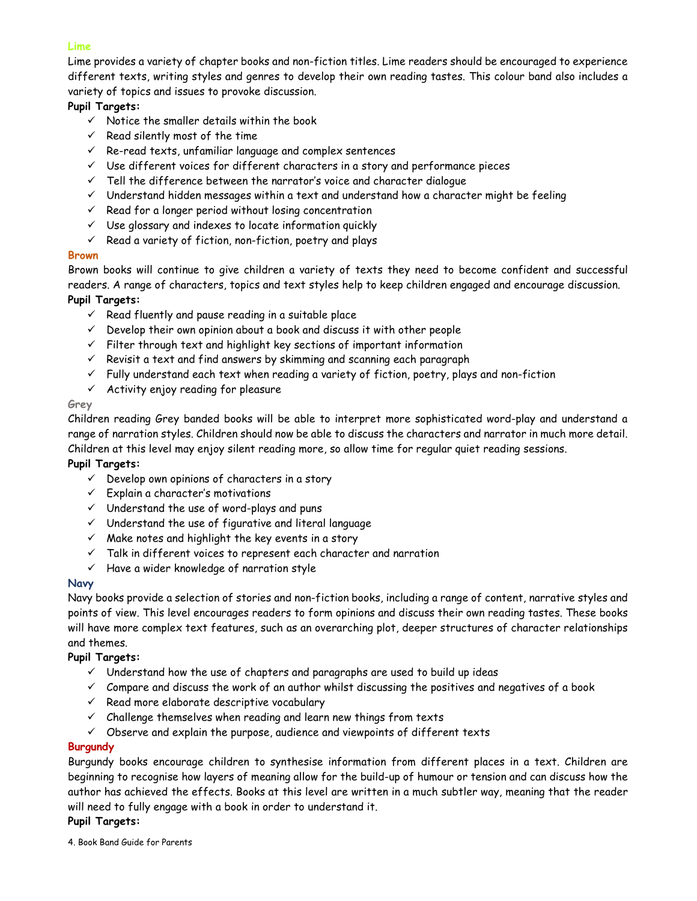### Lime

Lime provides a variety of chapter books and non-fiction titles. Lime readers should be encouraged to experience different texts, writing styles and genres to develop their own reading tastes. This colour band also includes a variety of topics and issues to provoke discussion.

**Pupil Targets:**

- ✓ Notice the smaller details within the book
- ✓ Read silently most of the time
- ✓ Re-read texts, unfamiliar language and complex sentences
- ✓ Use different voices for different characters in a story and performance pieces
- ✓ Tell the difference between the narrator's voice and character dialogue
- ✓ Understand hidden messages within a text and understand how a character might be feeling
- ✓ Read for a longer period without losing concentration
- ✓ Use glossary and indexes to locate information quickly
- ✓ Read a variety of fiction, non-fiction, poetry and plays

### Brown

Brown books will continue to give children a variety of texts they need to become confident and successful readers. A range of characters, topics and text styles help to keep children engaged and encourage discussion.

**Pupil Targets:**

- ✓ Read fluently and pause reading in a suitable place
- ✓ Develop their own opinion about a book and discuss it with other people
- ✓ Filter through text and highlight key sections of important information
- ✓ Revisit a text and find answers by skimming and scanning each paragraph
- ✓ Fully understand each text when reading a variety of fiction, poetry, plays and non-fiction
- ✓ Activity enjoy reading for pleasure

### Grey

Children reading Grey banded books will be able to interpret more sophisticated word-play and understand a range of narration styles. Children should now be able to discuss the characters and narrator in much more detail. Children at this level may enjoy silent reading more, so allow time for regular quiet reading sessions.

**Pupil Targets:**

- ✓ Develop own opinions of characters in a story
- ✓ Explain a character's motivations
- ✓ Understand the use of word-plays and puns
- ✓ Understand the use of figurative and literal language
- ✓ Make notes and highlight the key events in a story
- ✓ Talk in different voices to represent each character and narration
- ✓ Have a wider knowledge of narration style

### Navy

Navy books provide a selection of stories and non-fiction books, including a range of content, narrative styles and points of view. This level encourages readers to form opinions and discuss their own reading tastes. These books will have more complex text features, such as an overarching plot, deeper structures of character relationships and themes.

**Pupil Targets:**

- ✓ Understand how the use of chapters and paragraphs are used to build up ideas
- ✓ Compare and discuss the work of an author whilst discussing the positives and negatives of a book
- ✓ Read more elaborate descriptive vocabulary
- ✓ Challenge themselves when reading and learn new things from texts
- ✓ Observe and explain the purpose, audience and viewpoints of different texts

### Burgundy

Burgundy books encourage children to synthesise information from different places in a text. Children are beginning to recognise how layers of meaning allow for the build-up of humour or tension and can discuss how the author has achieved the effects. Books at this level are written in a much subtler way, meaning that the reader will need to fully engage with a book in order to understand it.

**Pupil Targets:**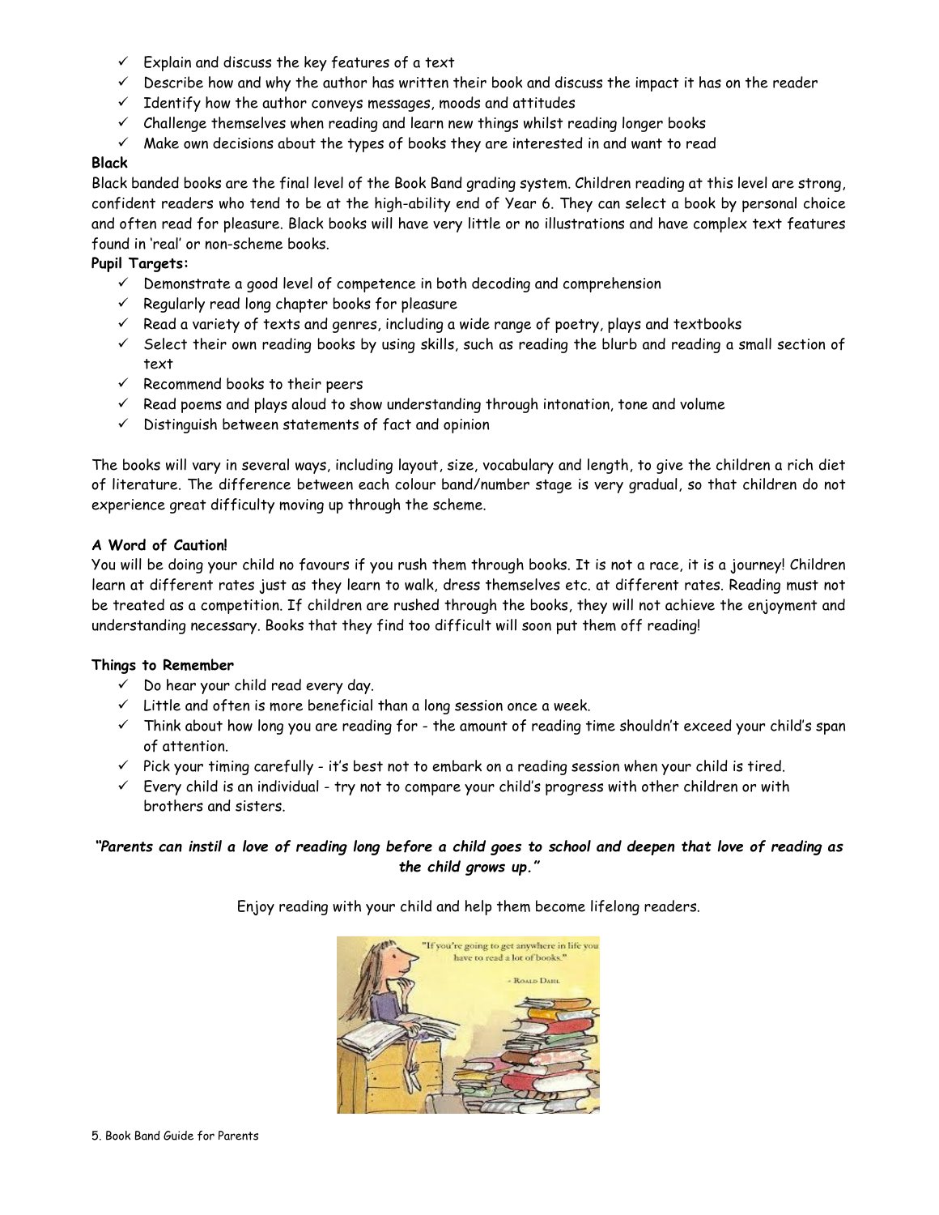- ✓ Explain and discuss the key features of a text
- ✓ Describe how and why the author has written their book and discuss the impact it has on the reader
- ✓ Identify how the author conveys messages, moods and attitudes
- ✓ Challenge themselves when reading and learn new things whilst reading longer books
- ✓ Make own decisions about the types of books they are interested in and want to read

**Black**

Black banded books are the final level of the Book Band grading system. Children reading at this level are strong, confident readers who tend to be at the high-ability end of Year 6. They can select a book by personal choice and often read for pleasure. Black books will have very little or no illustrations and have complex text features found in 'real' or non-scheme books.

**Pupil Targets:**

- ✓ Demonstrate a good level of competence in both decoding and comprehension
- ✓ Regularly read long chapter books for pleasure
- ✓ Read a variety of texts and genres, including a wide range of poetry, plays and textbooks
- ✓ Select their own reading books by using skills, such as reading the blurb and reading a small section of text
- ✓ Recommend books to their peers
- ✓ Read poems and plays aloud to show understanding through intonation, tone and volume
- ✓ Distinguish between statements of fact and opinion

The books will vary in several ways, including layout, size, vocabulary and length, to give the children a rich diet of literature. The difference between each colour band/number stage is very gradual, so that children do not experience great difficulty moving up through the scheme.

**A Word of Caution!**

You will be doing your child no favours if you rush them through books. It is not a race, it is a journey! Children learn at different rates just as they learn to walk, dress themselves etc. at different rates. Reading must not be treated as a competition. If children are rushed through the books, they will not achieve the enjoyment and understanding necessary. Books that they find too difficult will soon put them off reading!

**Things to Remember**

- ✓ Do hear your child read every day.
- ✓ Little and often is more beneficial than a long session once a week.
- ✓ Think about how long you are reading for - the amount of reading time shouldn't exceed your child's span of attention.
- ✓ Pick your timing carefully - it's best not to embark on a reading session when your child is tired.
- ✓ Every child is an individual - try not to compare your child's progress with other children or with brothers and sisters.

***"Parents can instil a love of reading long before a child goes to school and deepen that love of reading as the child grows up."***

Enjoy reading with your child and help them become lifelong readers.

"If you're going to get anywhere in life you have to read a lot of books."

- Roald Dahl